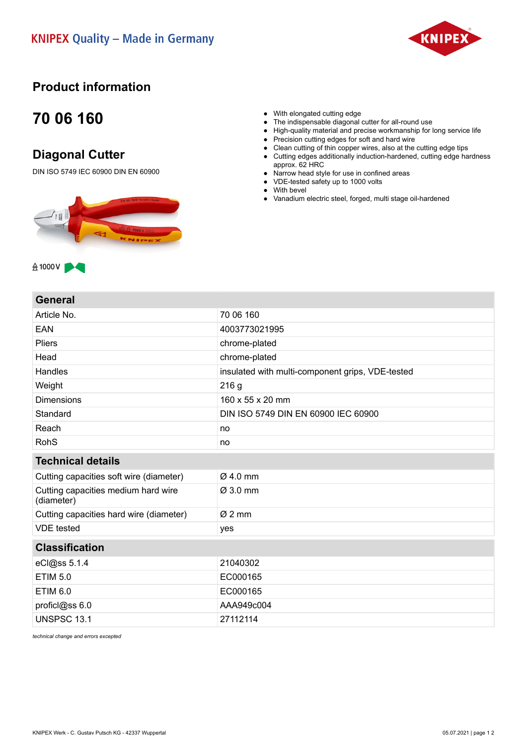KNIPEX Quality – Made in Germany

# Product information

## 70 06 160

## Diagonal Cutter

DIN ISO 5749 IEC 60900 DIN EN 60900

1000 V

- With elongated cutting edge
- The indispensable diagonal cutter for all-round use
- High-quality material and precise workmanship for long service life
- Precision cutting edges for soft and hard wire
- Clean cutting of thin copper wires, also at the cutting edge tips
- Cutting edges additionally induction-hardened, cutting edge hardness approx. 62 HRC
- Narrow head style for use in confined areas
- VDE-tested safety up to 1000 volts
- With bevel
- Vanadium electric steel, forged, multi stage oil-hardened

| General | |
|---|---|
| Article No. | 70 06 160 |
| EAN | 4003773021995 |
| Pliers | chrome-plated |
| Head | chrome-plated |
| Handles | insulated with multi-component grips, VDE-tested |
| Weight | 216 g |
| Dimensions | 160 x 55 x 20 mm |
| Standard | DIN ISO 5749 DIN EN 60900 IEC 60900 |
| Reach | no |
| RohS | no |

| Technical details | |
|---|---|
| Cutting capacities soft wire (diameter) | Ø 4.0 mm |
| Cutting capacities medium hard wire (diameter) | Ø 3.0 mm |
| Cutting capacities hard wire (diameter) | Ø 2 mm |
| VDE tested | yes |

| Classification | |
|---|---|
| eCl@ss 5.1.4 | 21040302 |
| ETIM 5.0 | EC000165 |
| ETIM 6.0 | EC000165 |
| proficl@ss 6.0 | AAA949c004 |
| UNSPSC 13.1 | 27112114 |

*technical change and errors excepted*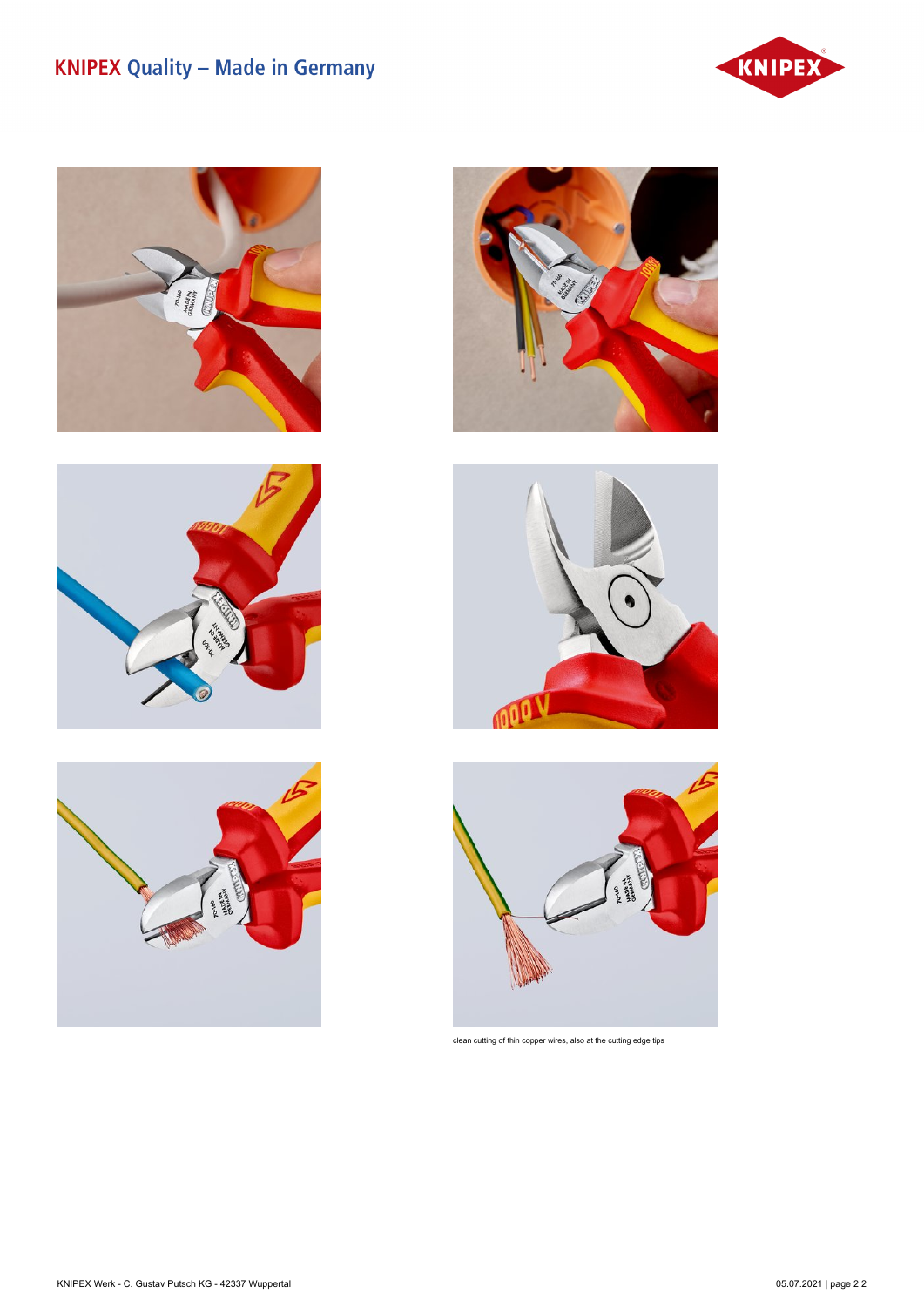clean cutting of thin copper wires, also at the cutting edge tips